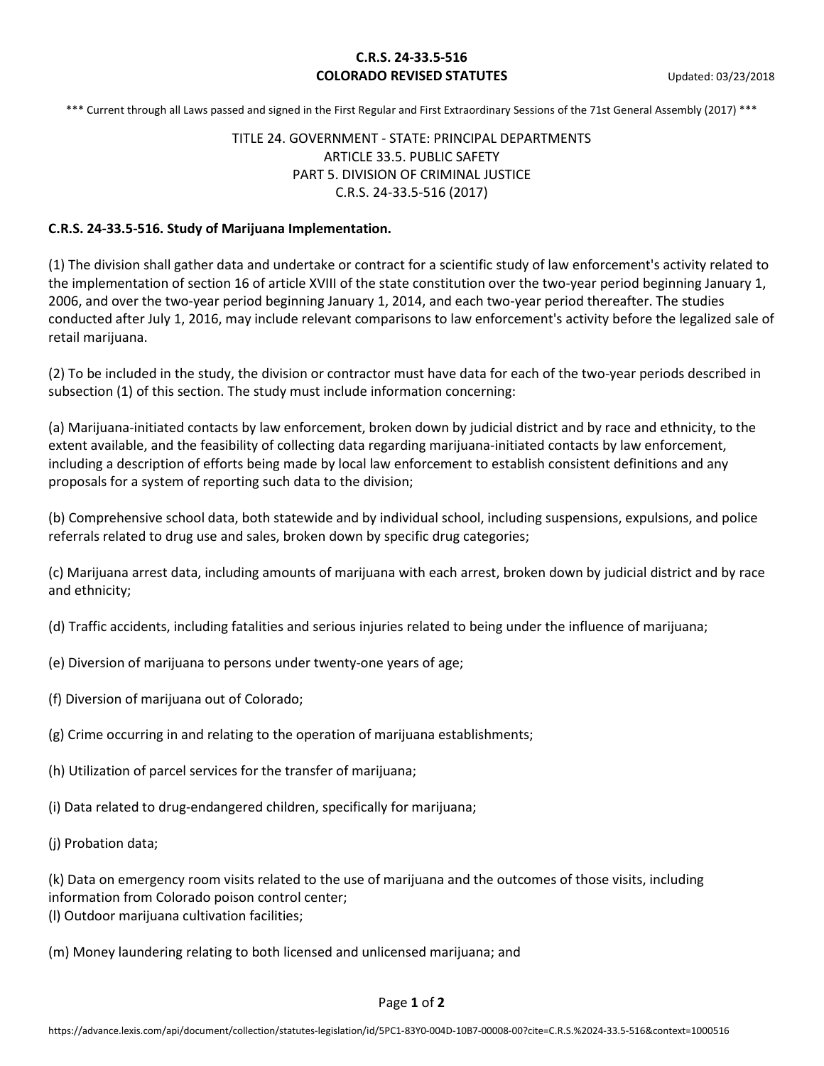**C.R.S. 24-33.5-516**
**COLORADO REVISED STATUTES**

Updated: 03/23/2018

*** Current through all Laws passed and signed in the First Regular and First Extraordinary Sessions of the 71st General Assembly (2017) ***

TITLE 24. GOVERNMENT - STATE: PRINCIPAL DEPARTMENTS
ARTICLE 33.5. PUBLIC SAFETY
PART 5. DIVISION OF CRIMINAL JUSTICE
C.R.S. 24-33.5-516 (2017)

**C.R.S. 24-33.5-516. Study of Marijuana Implementation.**

(1) The division shall gather data and undertake or contract for a scientific study of law enforcement's activity related to the implementation of section 16 of article XVIII of the state constitution over the two-year period beginning January 1, 2006, and over the two-year period beginning January 1, 2014, and each two-year period thereafter. The studies conducted after July 1, 2016, may include relevant comparisons to law enforcement's activity before the legalized sale of retail marijuana.

(2) To be included in the study, the division or contractor must have data for each of the two-year periods described in subsection (1) of this section. The study must include information concerning:

(a) Marijuana-initiated contacts by law enforcement, broken down by judicial district and by race and ethnicity, to the extent available, and the feasibility of collecting data regarding marijuana-initiated contacts by law enforcement, including a description of efforts being made by local law enforcement to establish consistent definitions and any proposals for a system of reporting such data to the division;

(b) Comprehensive school data, both statewide and by individual school, including suspensions, expulsions, and police referrals related to drug use and sales, broken down by specific drug categories;

(c) Marijuana arrest data, including amounts of marijuana with each arrest, broken down by judicial district and by race and ethnicity;

(d) Traffic accidents, including fatalities and serious injuries related to being under the influence of marijuana;

(e) Diversion of marijuana to persons under twenty-one years of age;

(f) Diversion of marijuana out of Colorado;

(g) Crime occurring in and relating to the operation of marijuana establishments;

(h) Utilization of parcel services for the transfer of marijuana;

(i) Data related to drug-endangered children, specifically for marijuana;

(j) Probation data;

(k) Data on emergency room visits related to the use of marijuana and the outcomes of those visits, including information from Colorado poison control center;

(l) Outdoor marijuana cultivation facilities;

(m) Money laundering relating to both licensed and unlicensed marijuana; and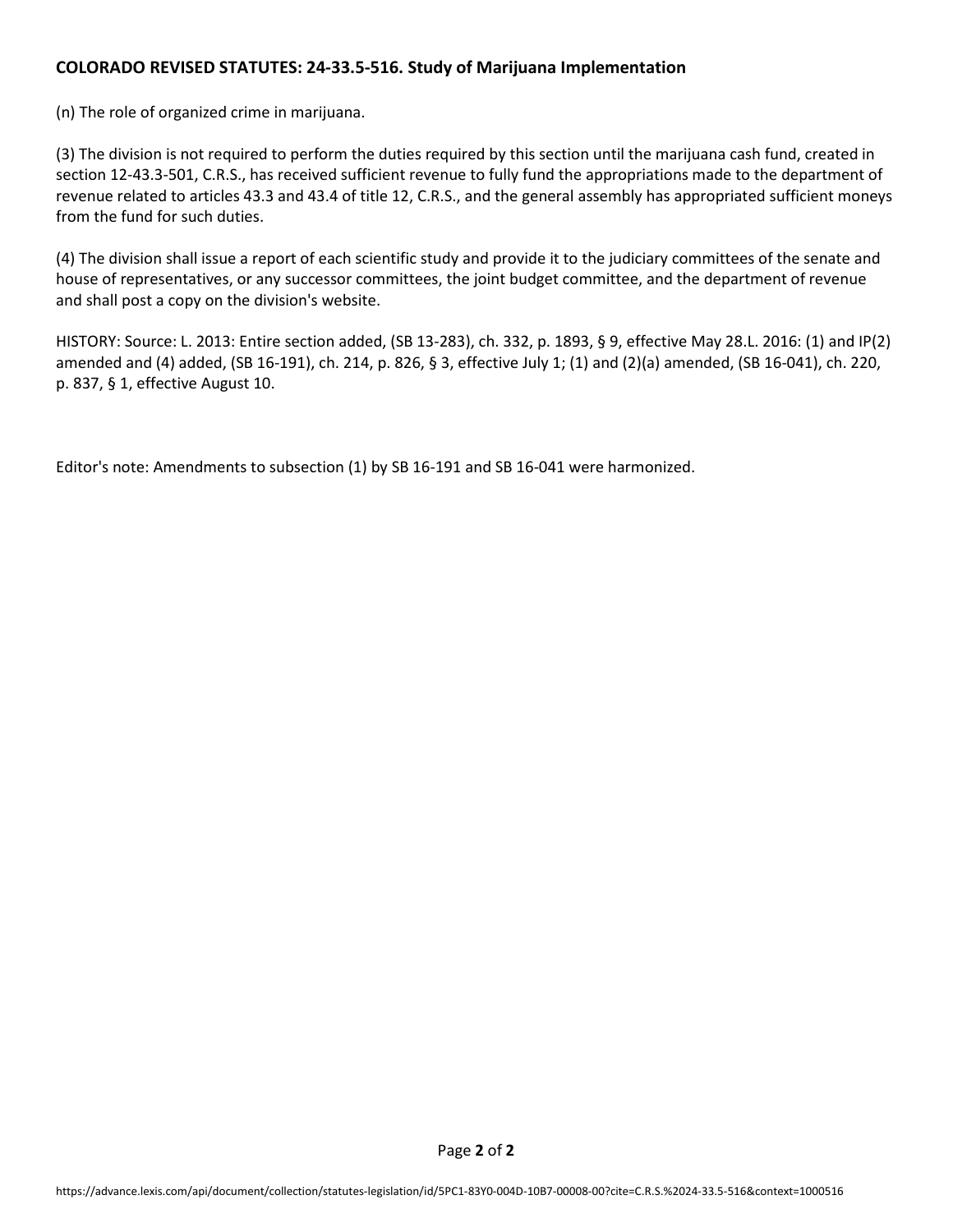**COLORADO REVISED STATUTES: 24-33.5-516. Study of Marijuana Implementation**

(n) The role of organized crime in marijuana.

(3) The division is not required to perform the duties required by this section until the marijuana cash fund, created in section 12-43.3-501, C.R.S., has received sufficient revenue to fully fund the appropriations made to the department of revenue related to articles 43.3 and 43.4 of title 12, C.R.S., and the general assembly has appropriated sufficient moneys from the fund for such duties.

(4) The division shall issue a report of each scientific study and provide it to the judiciary committees of the senate and house of representatives, or any successor committees, the joint budget committee, and the department of revenue and shall post a copy on the division's website.

HISTORY: Source: L. 2013: Entire section added, (SB 13-283), ch. 332, p. 1893, § 9, effective May 28.L. 2016: (1) and IP(2) amended and (4) added, (SB 16-191), ch. 214, p. 826, § 3, effective July 1; (1) and (2)(a) amended, (SB 16-041), ch. 220, p. 837, § 1, effective August 10.

Editor's note: Amendments to subsection (1) by SB 16-191 and SB 16-041 were harmonized.